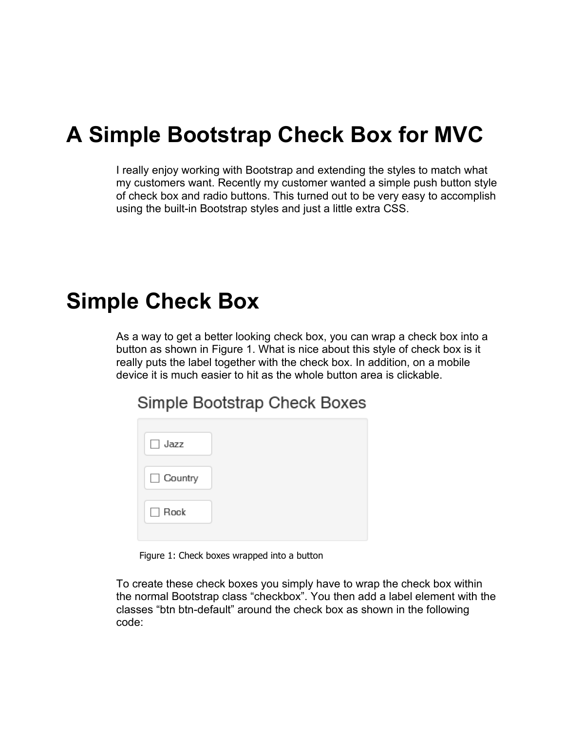# A Simple Bootstrap Check Box for MVC

I really enjoy working with Bootstrap and extending the styles to match what my customers want. Recently my customer wanted a simple push button style of check box and radio buttons. This turned out to be very easy to accomplish using the built-in Bootstrap styles and just a little extra CSS.

# Simple Check Box

As a way to get a better looking check box, you can wrap a check box into a button as shown in Figure 1. What is nice about this style of check box is it really puts the label together with the check box. In addition, on a mobile device it is much easier to hit as the whole button area is clickable.

Figure 1: Check boxes wrapped into a button

To create these check boxes you simply have to wrap the check box within the normal Bootstrap class "checkbox". You then add a label element with the classes "btn btn-default" around the check box as shown in the following code: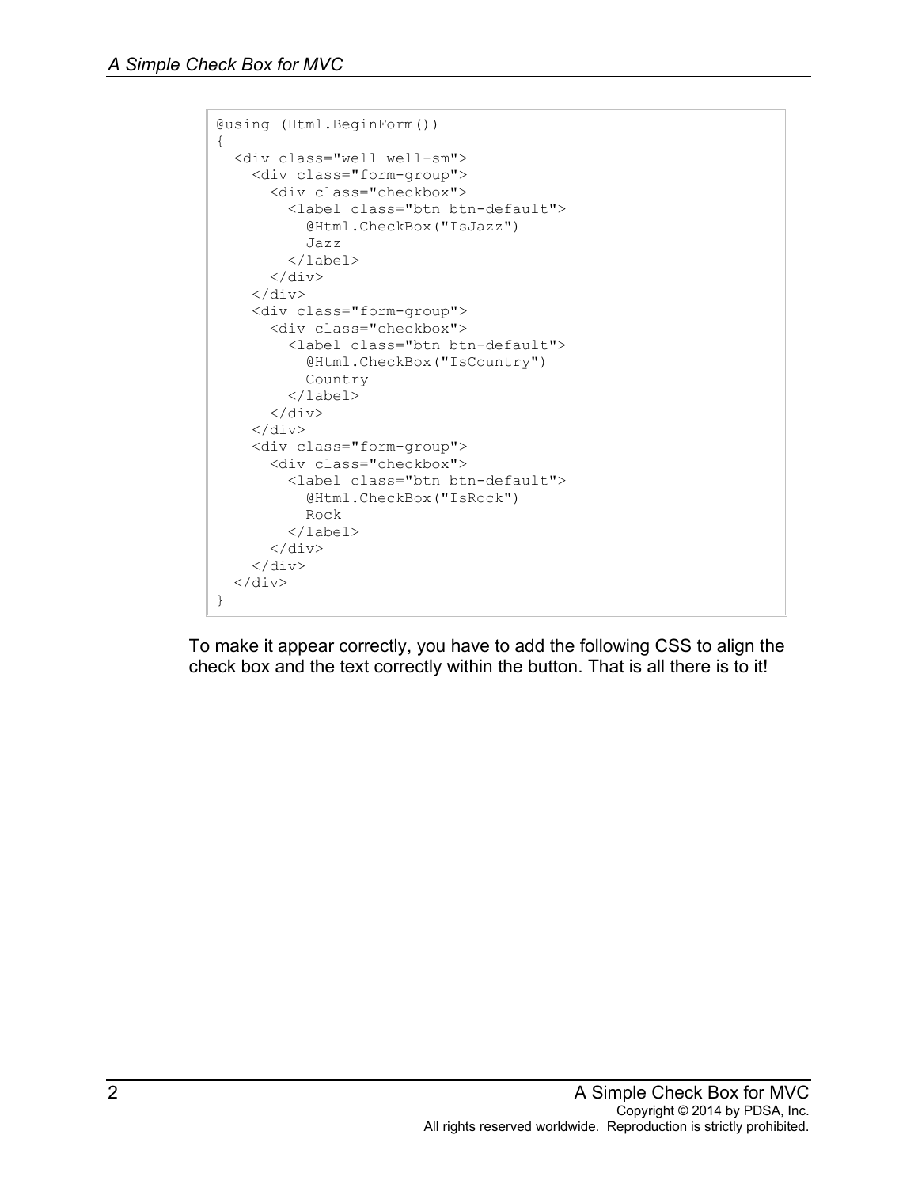```
@using (Html.BeginForm())
{
  <div class="well well-sm">
    <div class="form-group">
      <div class="checkbox">
        <label class="btn btn-default">
          @Html.CheckBox("IsJazz")
          Jazz
        </label>
      </div>
    </div>
    <div class="form-group">
      <div class="checkbox">
        <label class="btn btn-default">
          @Html.CheckBox("IsCountry")
          Country
        </label>
      </div>
    </div>
    <div class="form-group">
      <div class="checkbox">
        <label class="btn btn-default">
          @Html.CheckBox("IsRock")
          Rock
        </label>
      </div>
    </div>
  </div>
}
```

To make it appear correctly, you have to add the following CSS to align the check box and the text correctly within the button. That is all there is to it!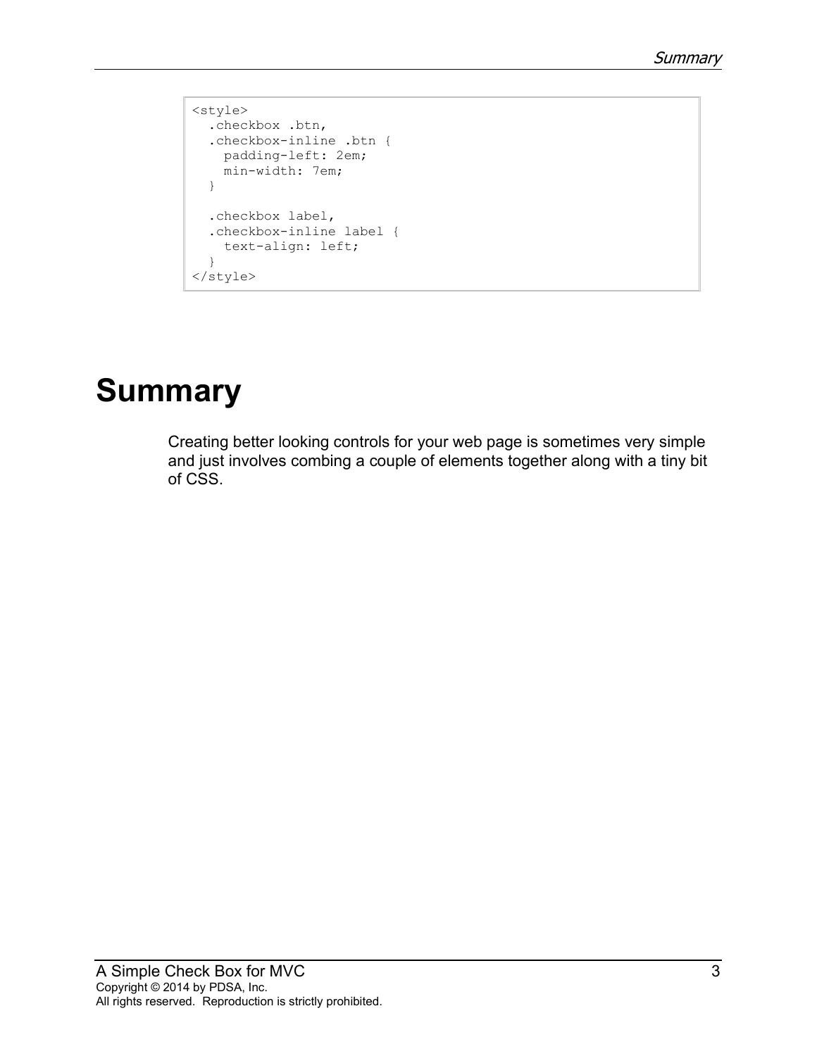```
<style>
  .checkbox .btn,
  .checkbox-inline .btn {
    padding-left: 2em;
    min-width: 7em;
  }

  .checkbox label,
  .checkbox-inline label {
    text-align: left;
  }
</style>
```

# Summary

Creating better looking controls for your web page is sometimes very simple and just involves combing a couple of elements together along with a tiny bit of CSS.